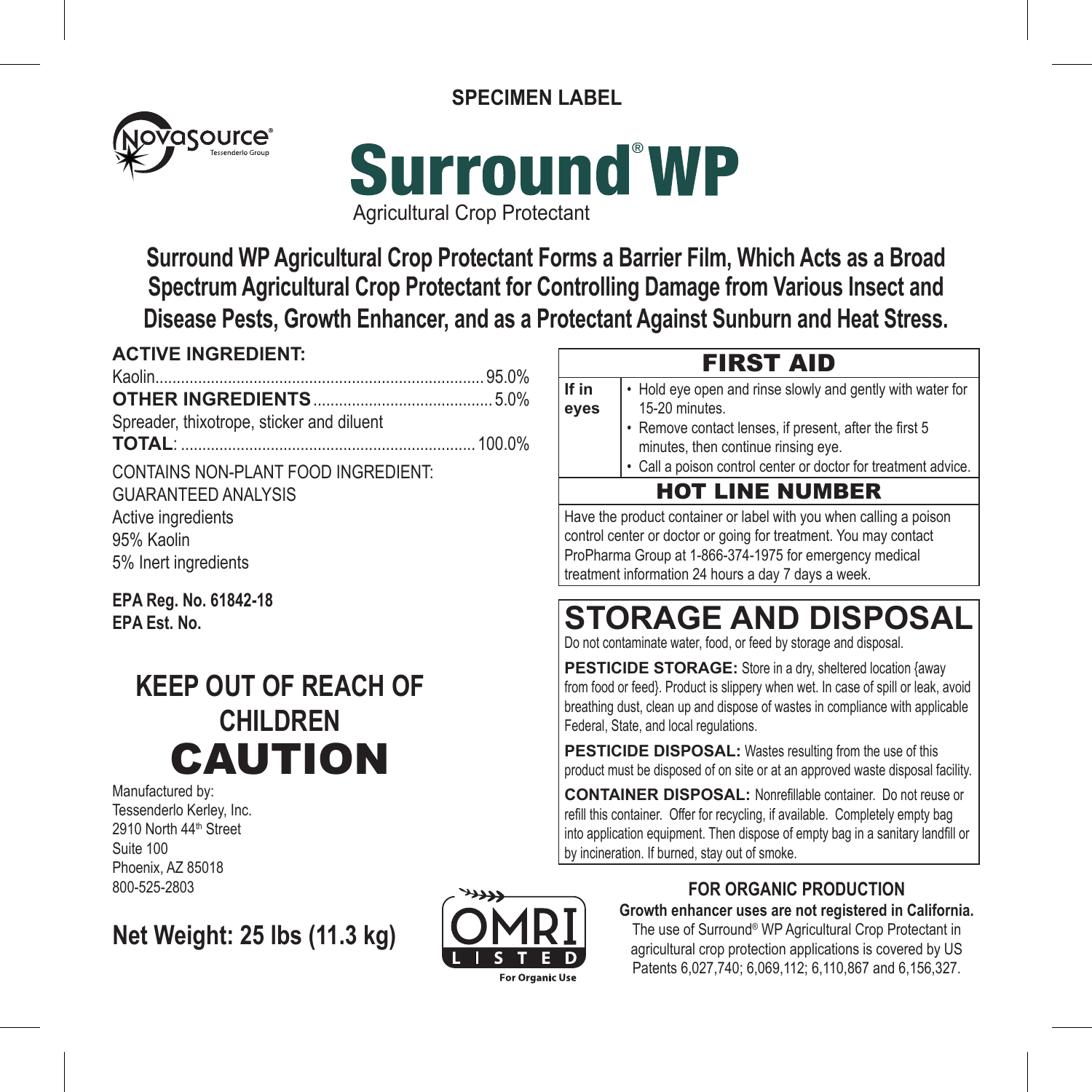SPECIMEN LABEL

Novasource®
Tessenderlo Group

# Surround® WP

Agricultural Crop Protectant

## Surround WP Agricultural Crop Protectant Forms a Barrier Film, Which Acts as a Broad Spectrum Agricultural Crop Protectant for Controlling Damage from Various Insect and Disease Pests, Growth Enhancer, and as a Protectant Against Sunburn and Heat Stress.

**ACTIVE INGREDIENT:**

Kaolin............................................................................ 95.0%
**OTHER INGREDIENTS**......................................... 5.0%
Spreader, thixotrope, sticker and diluent
**TOTAL**: .................................................................... 100.0%

CONTAINS NON-PLANT FOOD INGREDIENT:
GUARANTEED ANALYSIS
Active ingredients
95% Kaolin
5% Inert ingredients

**EPA Reg. No. 61842-18**
**EPA Est. No.**

## KEEP OUT OF REACH OF CHILDREN

# CAUTION

Manufactured by:
Tessenderlo Kerley, Inc.
2910 North 44th Street
Suite 100
Phoenix, AZ 85018
800-525-2803

**Net Weight: 25 lbs (11.3 kg)**

OMRI LISTED
For Organic Use

| FIRST AID | |
|---|---|
| **If in eyes** | • Hold eye open and rinse slowly and gently with water for 15-20 minutes.<br>• Remove contact lenses, if present, after the first 5 minutes, then continue rinsing eye.<br>• Call a poison control center or doctor for treatment advice. |
| **HOT LINE NUMBER** | |
| Have the product container or label with you when calling a poison control center or doctor or going for treatment. You may contact ProPharma Group at 1-866-374-1975 for emergency medical treatment information 24 hours a day 7 days a week. | |

## STORAGE AND DISPOSAL

Do not contaminate water, food, or feed by storage and disposal.

**PESTICIDE STORAGE:** Store in a dry, sheltered location {away from food or feed}. Product is slippery when wet. In case of spill or leak, avoid breathing dust, clean up and dispose of wastes in compliance with applicable Federal, State, and local regulations.

**PESTICIDE DISPOSAL:** Wastes resulting from the use of this product must be disposed of on site or at an approved waste disposal facility.

**CONTAINER DISPOSAL:** Nonrefillable container. Do not reuse or refill this container. Offer for recycling, if available. Completely empty bag into application equipment. Then dispose of empty bag in a sanitary landfill or by incineration. If burned, stay out of smoke.

**FOR ORGANIC PRODUCTION**

**Growth enhancer uses are not registered in California.**

The use of Surround® WP Agricultural Crop Protectant in agricultural crop protection applications is covered by US Patents 6,027,740; 6,069,112; 6,110,867 and 6,156,327.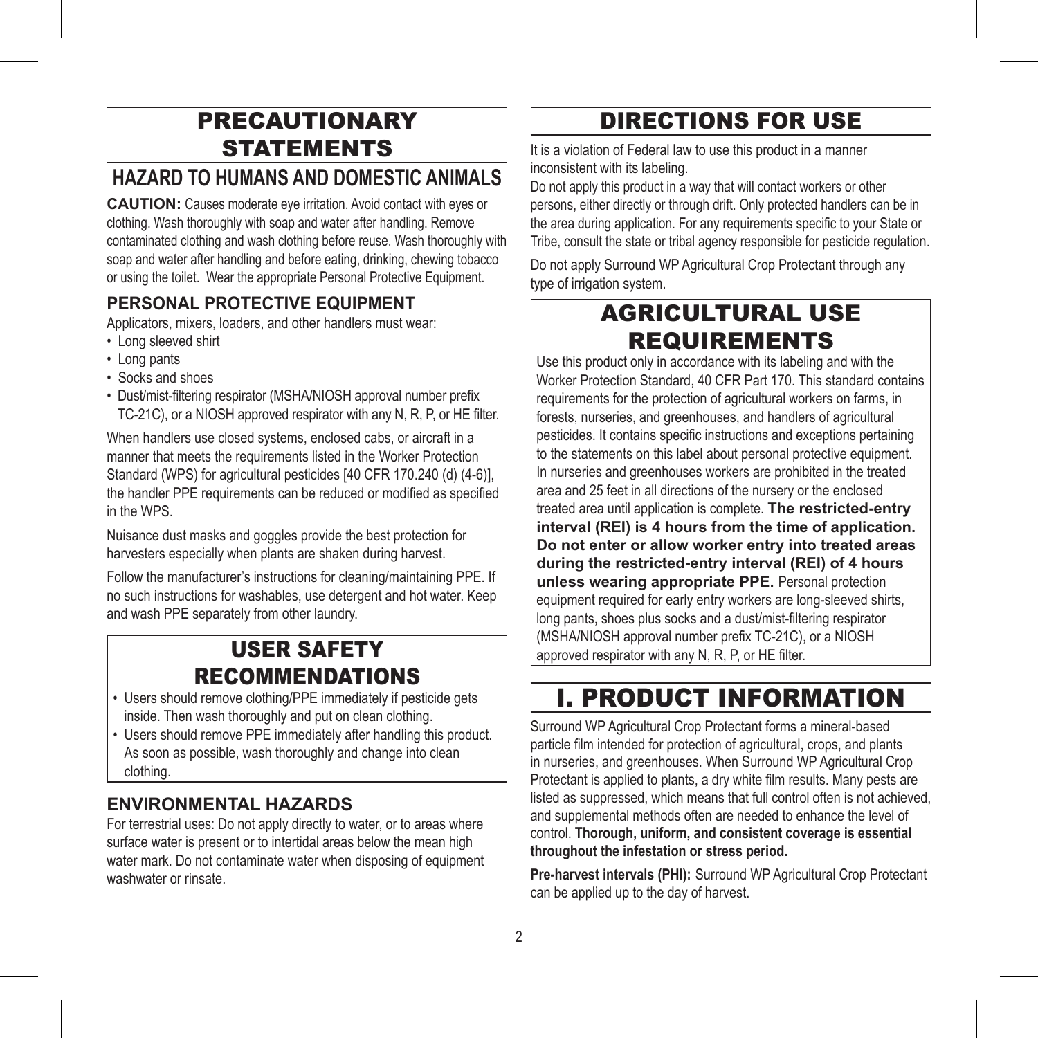# PRECAUTIONARY STATEMENTS

## HAZARD TO HUMANS AND DOMESTIC ANIMALS

**CAUTION:** Causes moderate eye irritation. Avoid contact with eyes or clothing. Wash thoroughly with soap and water after handling. Remove contaminated clothing and wash clothing before reuse. Wash thoroughly with soap and water after handling and before eating, drinking, chewing tobacco or using the toilet. Wear the appropriate Personal Protective Equipment.

### PERSONAL PROTECTIVE EQUIPMENT

Applicators, mixers, loaders, and other handlers must wear:

- Long sleeved shirt
- Long pants
- Socks and shoes
- Dust/mist-filtering respirator (MSHA/NIOSH approval number prefix TC-21C), or a NIOSH approved respirator with any N, R, P, or HE filter.

When handlers use closed systems, enclosed cabs, or aircraft in a manner that meets the requirements listed in the Worker Protection Standard (WPS) for agricultural pesticides [40 CFR 170.240 (d) (4-6)], the handler PPE requirements can be reduced or modified as specified in the WPS.

Nuisance dust masks and goggles provide the best protection for harvesters especially when plants are shaken during harvest.

Follow the manufacturer's instructions for cleaning/maintaining PPE. If no such instructions for washables, use detergent and hot water. Keep and wash PPE separately from other laundry.

## USER SAFETY RECOMMENDATIONS

- Users should remove clothing/PPE immediately if pesticide gets inside. Then wash thoroughly and put on clean clothing.
- Users should remove PPE immediately after handling this product. As soon as possible, wash thoroughly and change into clean clothing.

### ENVIRONMENTAL HAZARDS

For terrestrial uses: Do not apply directly to water, or to areas where surface water is present or to intertidal areas below the mean high water mark. Do not contaminate water when disposing of equipment washwater or rinsate.

# DIRECTIONS FOR USE

It is a violation of Federal law to use this product in a manner inconsistent with its labeling.

Do not apply this product in a way that will contact workers or other persons, either directly or through drift. Only protected handlers can be in the area during application. For any requirements specific to your State or Tribe, consult the state or tribal agency responsible for pesticide regulation.

Do not apply Surround WP Agricultural Crop Protectant through any type of irrigation system.

## AGRICULTURAL USE REQUIREMENTS

Use this product only in accordance with its labeling and with the Worker Protection Standard, 40 CFR Part 170. This standard contains requirements for the protection of agricultural workers on farms, in forests, nurseries, and greenhouses, and handlers of agricultural pesticides. It contains specific instructions and exceptions pertaining to the statements on this label about personal protective equipment. In nurseries and greenhouses workers are prohibited in the treated area and 25 feet in all directions of the nursery or the enclosed treated area until application is complete. **The restricted-entry interval (REI) is 4 hours from the time of application. Do not enter or allow worker entry into treated areas during the restricted-entry interval (REI) of 4 hours unless wearing appropriate PPE.** Personal protection equipment required for early entry workers are long-sleeved shirts, long pants, shoes plus socks and a dust/mist-filtering respirator (MSHA/NIOSH approval number prefix TC-21C), or a NIOSH approved respirator with any N, R, P, or HE filter.

# I. PRODUCT INFORMATION

Surround WP Agricultural Crop Protectant forms a mineral-based particle film intended for protection of agricultural, crops, and plants in nurseries, and greenhouses. When Surround WP Agricultural Crop Protectant is applied to plants, a dry white film results. Many pests are listed as suppressed, which means that full control often is not achieved, and supplemental methods often are needed to enhance the level of control. **Thorough, uniform, and consistent coverage is essential throughout the infestation or stress period.**

**Pre-harvest intervals (PHI):** Surround WP Agricultural Crop Protectant can be applied up to the day of harvest.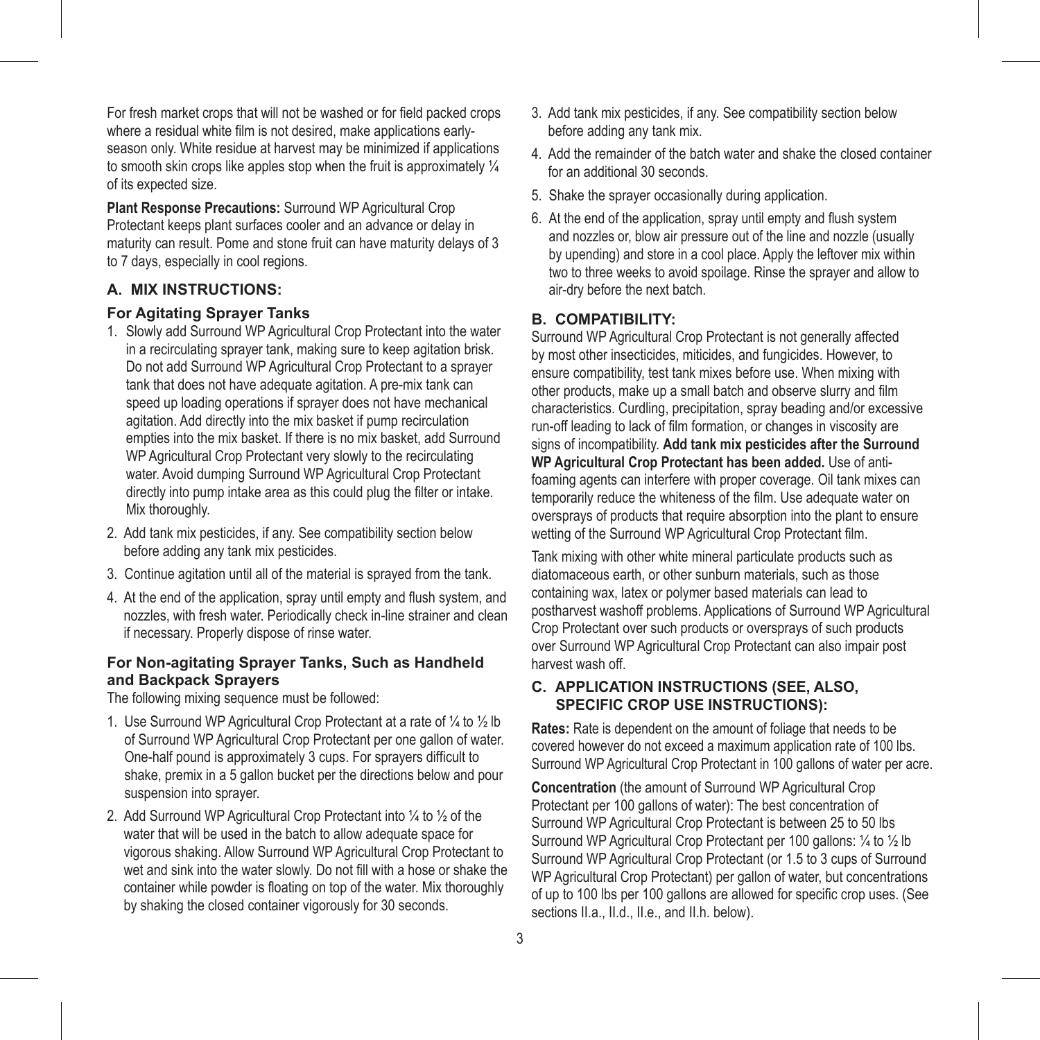For fresh market crops that will not be washed or for field packed crops where a residual white film is not desired, make applications early-season only. White residue at harvest may be minimized if applications to smooth skin crops like apples stop when the fruit is approximately ¼ of its expected size.

**Plant Response Precautions:** Surround WP Agricultural Crop Protectant keeps plant surfaces cooler and an advance or delay in maturity can result. Pome and stone fruit can have maturity delays of 3 to 7 days, especially in cool regions.

### A. MIX INSTRUCTIONS:

#### For Agitating Sprayer Tanks

1. Slowly add Surround WP Agricultural Crop Protectant into the water in a recirculating sprayer tank, making sure to keep agitation brisk. Do not add Surround WP Agricultural Crop Protectant to a sprayer tank that does not have adequate agitation. A pre-mix tank can speed up loading operations if sprayer does not have mechanical agitation. Add directly into the mix basket if pump recirculation empties into the mix basket. If there is no mix basket, add Surround WP Agricultural Crop Protectant very slowly to the recirculating water. Avoid dumping Surround WP Agricultural Crop Protectant directly into pump intake area as this could plug the filter or intake. Mix thoroughly.
2. Add tank mix pesticides, if any. See compatibility section below before adding any tank mix pesticides.
3. Continue agitation until all of the material is sprayed from the tank.
4. At the end of the application, spray until empty and flush system, and nozzles, with fresh water. Periodically check in-line strainer and clean if necessary. Properly dispose of rinse water.

#### For Non-agitating Sprayer Tanks, Such as Handheld and Backpack Sprayers

The following mixing sequence must be followed:

1. Use Surround WP Agricultural Crop Protectant at a rate of ¼ to ½ lb of Surround WP Agricultural Crop Protectant per one gallon of water. One-half pound is approximately 3 cups. For sprayers difficult to shake, premix in a 5 gallon bucket per the directions below and pour suspension into sprayer.
2. Add Surround WP Agricultural Crop Protectant into ¼ to ½ of the water that will be used in the batch to allow adequate space for vigorous shaking. Allow Surround WP Agricultural Crop Protectant to wet and sink into the water slowly. Do not fill with a hose or shake the container while powder is floating on top of the water. Mix thoroughly by shaking the closed container vigorously for 30 seconds.
3. Add tank mix pesticides, if any. See compatibility section below before adding any tank mix.
4. Add the remainder of the batch water and shake the closed container for an additional 30 seconds.
5. Shake the sprayer occasionally during application.
6. At the end of the application, spray until empty and flush system and nozzles or, blow air pressure out of the line and nozzle (usually by upending) and store in a cool place. Apply the leftover mix within two to three weeks to avoid spoilage. Rinse the sprayer and allow to air-dry before the next batch.

### B. COMPATIBILITY:

Surround WP Agricultural Crop Protectant is not generally affected by most other insecticides, miticides, and fungicides. However, to ensure compatibility, test tank mixes before use. When mixing with other products, make up a small batch and observe slurry and film characteristics. Curdling, precipitation, spray beading and/or excessive run-off leading to lack of film formation, or changes in viscosity are signs of incompatibility. **Add tank mix pesticides after the Surround WP Agricultural Crop Protectant has been added.** Use of anti-foaming agents can interfere with proper coverage. Oil tank mixes can temporarily reduce the whiteness of the film. Use adequate water on oversprays of products that require absorption into the plant to ensure wetting of the Surround WP Agricultural Crop Protectant film.

Tank mixing with other white mineral particulate products such as diatomaceous earth, or other sunburn materials, such as those containing wax, latex or polymer based materials can lead to postharvest washoff problems. Applications of Surround WP Agricultural Crop Protectant over such products or oversprays of such products over Surround WP Agricultural Crop Protectant can also impair post harvest wash off.

### C. APPLICATION INSTRUCTIONS (SEE, ALSO, SPECIFIC CROP USE INSTRUCTIONS):

**Rates:** Rate is dependent on the amount of foliage that needs to be covered however do not exceed a maximum application rate of 100 lbs. Surround WP Agricultural Crop Protectant in 100 gallons of water per acre.

**Concentration** (the amount of Surround WP Agricultural Crop Protectant per 100 gallons of water): The best concentration of Surround WP Agricultural Crop Protectant is between 25 to 50 lbs Surround WP Agricultural Crop Protectant per 100 gallons: ¼ to ½ lb Surround WP Agricultural Crop Protectant (or 1.5 to 3 cups of Surround WP Agricultural Crop Protectant) per gallon of water, but concentrations of up to 100 lbs per 100 gallons are allowed for specific crop uses. (See sections II.a., II.d., II.e., and II.h. below).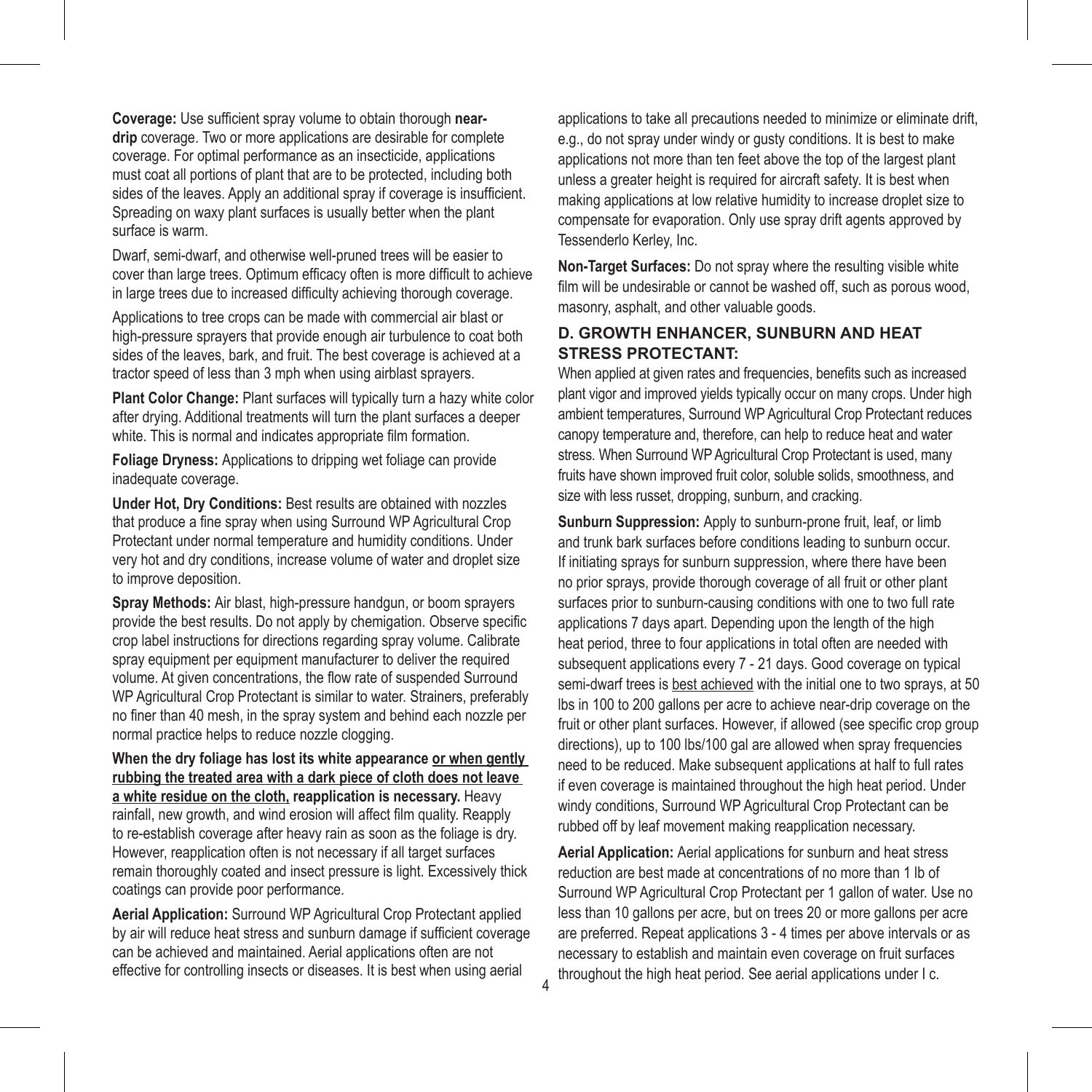**Coverage:** Use sufficient spray volume to obtain thorough **near-drip** coverage. Two or more applications are desirable for complete coverage. For optimal performance as an insecticide, applications must coat all portions of plant that are to be protected, including both sides of the leaves. Apply an additional spray if coverage is insufficient. Spreading on waxy plant surfaces is usually better when the plant surface is warm.

Dwarf, semi-dwarf, and otherwise well-pruned trees will be easier to cover than large trees. Optimum efficacy often is more difficult to achieve in large trees due to increased difficulty achieving thorough coverage.

Applications to tree crops can be made with commercial air blast or high-pressure sprayers that provide enough air turbulence to coat both sides of the leaves, bark, and fruit. The best coverage is achieved at a tractor speed of less than 3 mph when using airblast sprayers.

**Plant Color Change:** Plant surfaces will typically turn a hazy white color after drying. Additional treatments will turn the plant surfaces a deeper white. This is normal and indicates appropriate film formation.

**Foliage Dryness:** Applications to dripping wet foliage can provide inadequate coverage.

**Under Hot, Dry Conditions:** Best results are obtained with nozzles that produce a fine spray when using Surround WP Agricultural Crop Protectant under normal temperature and humidity conditions. Under very hot and dry conditions, increase volume of water and droplet size to improve deposition.

**Spray Methods:** Air blast, high-pressure handgun, or boom sprayers provide the best results. Do not apply by chemigation. Observe specific crop label instructions for directions regarding spray volume. Calibrate spray equipment per equipment manufacturer to deliver the required volume. At given concentrations, the flow rate of suspended Surround WP Agricultural Crop Protectant is similar to water. Strainers, preferably no finer than 40 mesh, in the spray system and behind each nozzle per normal practice helps to reduce nozzle clogging.

**When the dry foliage has lost its white appearance <u>or when gently rubbing the treated area with a dark piece of cloth does not leave a white residue on the cloth,</u> reapplication is necessary.** Heavy rainfall, new growth, and wind erosion will affect film quality. Reapply to re-establish coverage after heavy rain as soon as the foliage is dry. However, reapplication often is not necessary if all target surfaces remain thoroughly coated and insect pressure is light. Excessively thick coatings can provide poor performance.

**Aerial Application:** Surround WP Agricultural Crop Protectant applied by air will reduce heat stress and sunburn damage if sufficient coverage can be achieved and maintained. Aerial applications often are not effective for controlling insects or diseases. It is best when using aerial applications to take all precautions needed to minimize or eliminate drift, e.g., do not spray under windy or gusty conditions. It is best to make applications not more than ten feet above the top of the largest plant unless a greater height is required for aircraft safety. It is best when making applications at low relative humidity to increase droplet size to compensate for evaporation. Only use spray drift agents approved by Tessenderlo Kerley, Inc.

**Non-Target Surfaces:** Do not spray where the resulting visible white film will be undesirable or cannot be washed off, such as porous wood, masonry, asphalt, and other valuable goods.

### D. GROWTH ENHANCER, SUNBURN AND HEAT STRESS PROTECTANT:

When applied at given rates and frequencies, benefits such as increased plant vigor and improved yields typically occur on many crops. Under high ambient temperatures, Surround WP Agricultural Crop Protectant reduces canopy temperature and, therefore, can help to reduce heat and water stress. When Surround WP Agricultural Crop Protectant is used, many fruits have shown improved fruit color, soluble solids, smoothness, and size with less russet, dropping, sunburn, and cracking.

**Sunburn Suppression:** Apply to sunburn-prone fruit, leaf, or limb and trunk bark surfaces before conditions leading to sunburn occur. If initiating sprays for sunburn suppression, where there have been no prior sprays, provide thorough coverage of all fruit or other plant surfaces prior to sunburn-causing conditions with one to two full rate applications 7 days apart. Depending upon the length of the high heat period, three to four applications in total often are needed with subsequent applications every 7 - 21 days. Good coverage on typical semi-dwarf trees is <u>best achieved</u> with the initial one to two sprays, at 50 lbs in 100 to 200 gallons per acre to achieve near-drip coverage on the fruit or other plant surfaces. However, if allowed (see specific crop group directions), up to 100 lbs/100 gal are allowed when spray frequencies need to be reduced. Make subsequent applications at half to full rates if even coverage is maintained throughout the high heat period. Under windy conditions, Surround WP Agricultural Crop Protectant can be rubbed off by leaf movement making reapplication necessary.

**Aerial Application:** Aerial applications for sunburn and heat stress reduction are best made at concentrations of no more than 1 lb of Surround WP Agricultural Crop Protectant per 1 gallon of water. Use no less than 10 gallons per acre, but on trees 20 or more gallons per acre are preferred. Repeat applications 3 - 4 times per above intervals or as necessary to establish and maintain even coverage on fruit surfaces throughout the high heat period. See aerial applications under I c.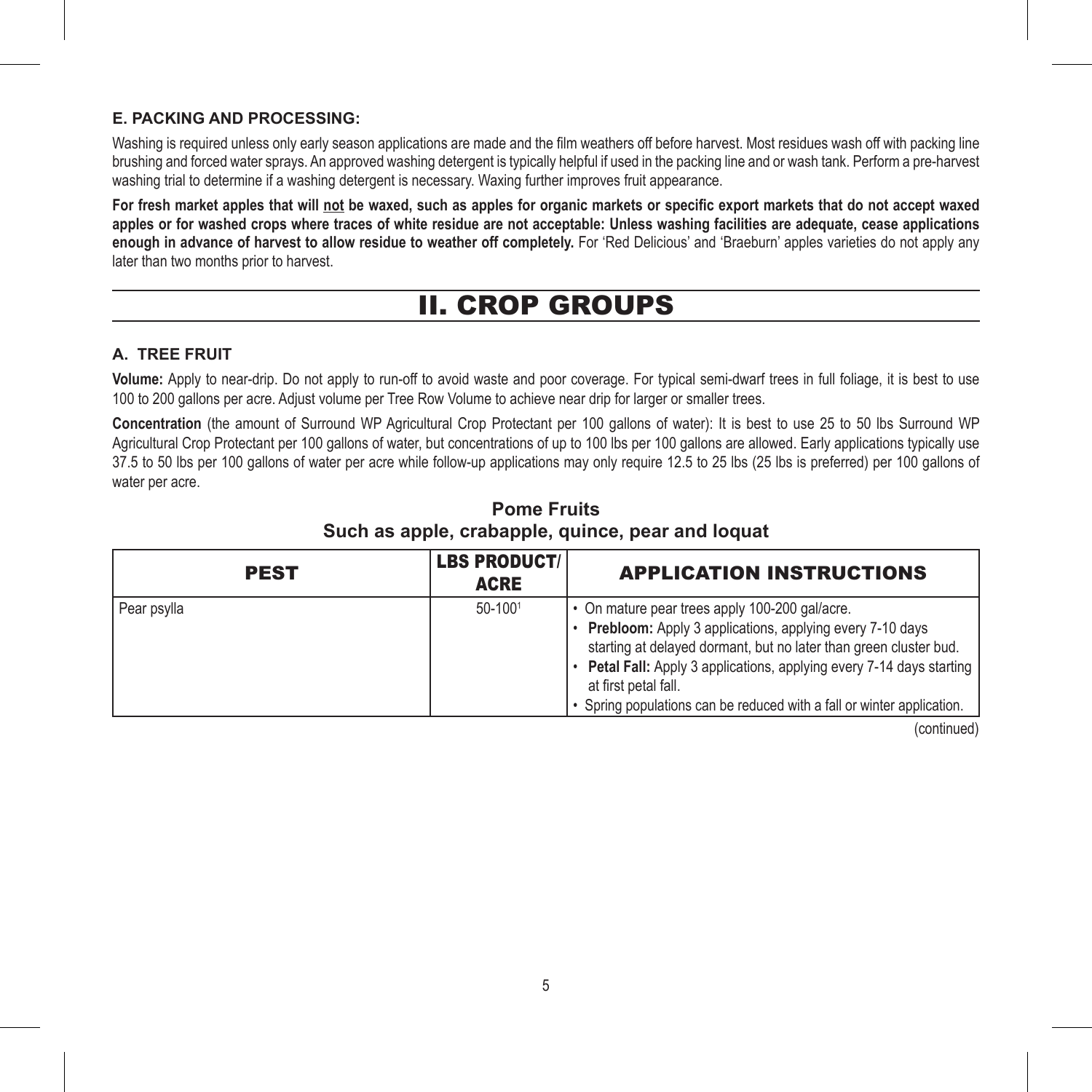### E. PACKING AND PROCESSING:

Washing is required unless only early season applications are made and the film weathers off before harvest. Most residues wash off with packing line brushing and forced water sprays. An approved washing detergent is typically helpful if used in the packing line and or wash tank. Perform a pre-harvest washing trial to determine if a washing detergent is necessary. Waxing further improves fruit appearance.

**For fresh market apples that will <u>not</u> be waxed, such as apples for organic markets or specific export markets that do not accept waxed apples or for washed crops where traces of white residue are not acceptable: Unless washing facilities are adequate, cease applications enough in advance of harvest to allow residue to weather off completely.** For 'Red Delicious' and 'Braeburn' apples varieties do not apply any later than two months prior to harvest.

# II. CROP GROUPS

### A. TREE FRUIT

**Volume:** Apply to near-drip. Do not apply to run-off to avoid waste and poor coverage. For typical semi-dwarf trees in full foliage, it is best to use 100 to 200 gallons per acre. Adjust volume per Tree Row Volume to achieve near drip for larger or smaller trees.

**Concentration** (the amount of Surround WP Agricultural Crop Protectant per 100 gallons of water): It is best to use 25 to 50 lbs Surround WP Agricultural Crop Protectant per 100 gallons of water, but concentrations of up to 100 lbs per 100 gallons are allowed. Early applications typically use 37.5 to 50 lbs per 100 gallons of water per acre while follow-up applications may only require 12.5 to 25 lbs (25 lbs is preferred) per 100 gallons of water per acre.

**Pome Fruits**
**Such as apple, crabapple, quince, pear and loquat**

| PEST | LBS PRODUCT/ ACRE | APPLICATION INSTRUCTIONS |
|---|---|---|
| Pear psylla | 50-100[1] | • On mature pear trees apply 100-200 gal/acre.<br>• **Prebloom:** Apply 3 applications, applying every 7-10 days starting at delayed dormant, but no later than green cluster bud.<br>• **Petal Fall:** Apply 3 applications, applying every 7-14 days starting at first petal fall.<br>• Spring populations can be reduced with a fall or winter application. |

(continued)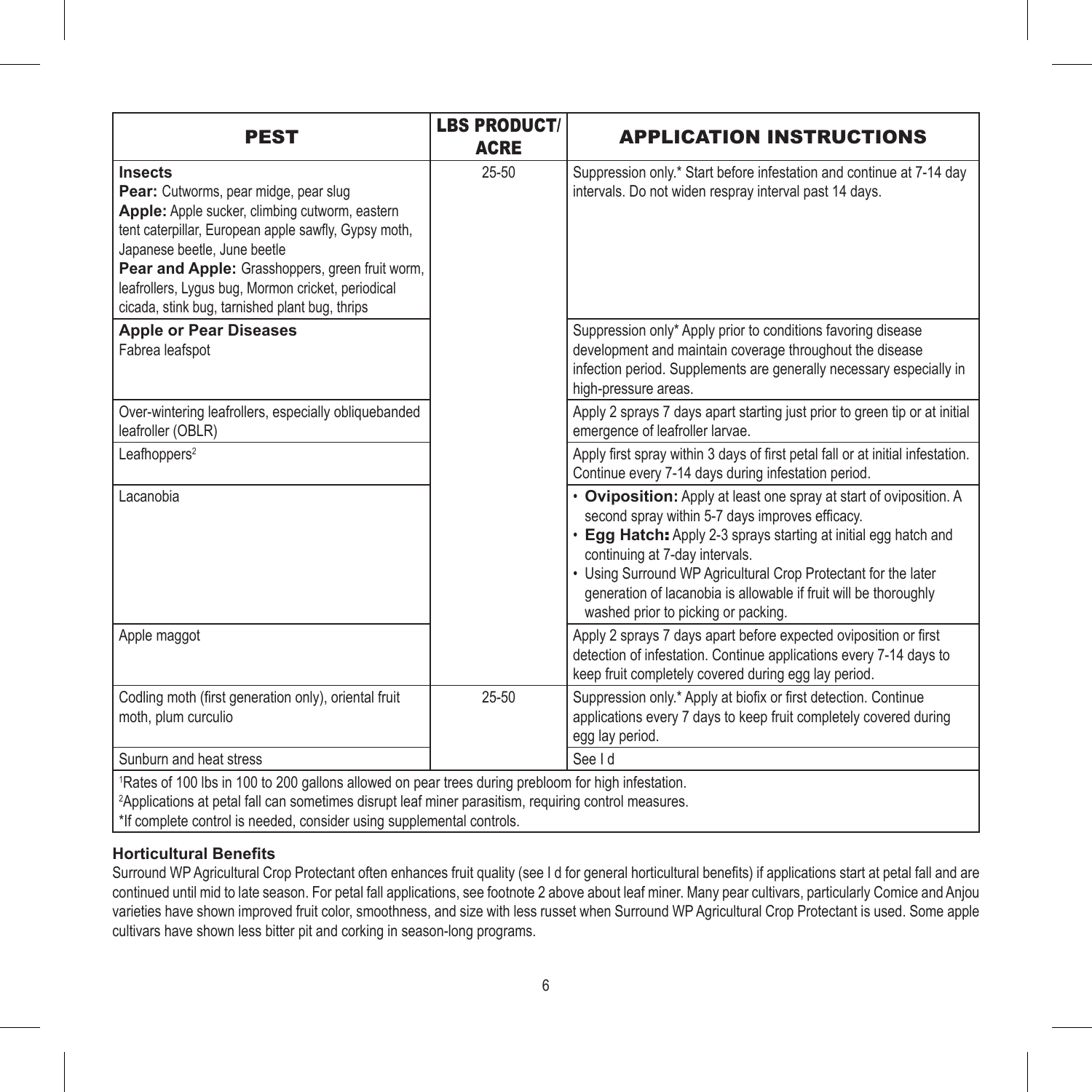| PEST | LBS PRODUCT/ ACRE | APPLICATION INSTRUCTIONS |
|---|---|---|
| **Insects**<br>**Pear:** Cutworms, pear midge, pear slug<br>**Apple:** Apple sucker, climbing cutworm, eastern tent caterpillar, European apple sawfly, Gypsy moth, Japanese beetle, June beetle<br>**Pear and Apple:** Grasshoppers, green fruit worm, leafrollers, Lygus bug, Mormon cricket, periodical cicada, stink bug, tarnished plant bug, thrips | 25-50 | Suppression only.* Start before infestation and continue at 7-14 day intervals. Do not widen respray interval past 14 days. |
| **Apple or Pear Diseases**<br>Fabrea leafspot | | Suppression only* Apply prior to conditions favoring disease development and maintain coverage throughout the disease infection period. Supplements are generally necessary especially in high-pressure areas. |
| Over-wintering leafrollers, especially obliquebanded leafroller (OBLR) | | Apply 2 sprays 7 days apart starting just prior to green tip or at initial emergence of leafroller larvae. |
| Leafhoppers[2] | | Apply first spray within 3 days of first petal fall or at initial infestation. Continue every 7-14 days during infestation period. |
| Lacanobia | | • **Oviposition:** Apply at least one spray at start of oviposition. A second spray within 5-7 days improves efficacy.<br>• **Egg Hatch:** Apply 2-3 sprays starting at initial egg hatch and continuing at 7-day intervals.<br>• Using Surround WP Agricultural Crop Protectant for the later generation of lacanobia is allowable if fruit will be thoroughly washed prior to picking or packing. |
| Apple maggot | | Apply 2 sprays 7 days apart before expected oviposition or first detection of infestation. Continue applications every 7-14 days to keep fruit completely covered during egg lay period. |
| Codling moth (first generation only), oriental fruit moth, plum curculio | 25-50 | Suppression only.* Apply at biofix or first detection. Continue applications every 7 days to keep fruit completely covered during egg lay period. |
| Sunburn and heat stress | | See I d |

[1]Rates of 100 lbs in 100 to 200 gallons allowed on pear trees during prebloom for high infestation.
[2]Applications at petal fall can sometimes disrupt leaf miner parasitism, requiring control measures.
*If complete control is needed, consider using supplemental controls.

**Horticultural Benefits**

Surround WP Agricultural Crop Protectant often enhances fruit quality (see I d for general horticultural benefits) if applications start at petal fall and are continued until mid to late season. For petal fall applications, see footnote 2 above about leaf miner. Many pear cultivars, particularly Comice and Anjou varieties have shown improved fruit color, smoothness, and size with less russet when Surround WP Agricultural Crop Protectant is used. Some apple cultivars have shown less bitter pit and corking in season-long programs.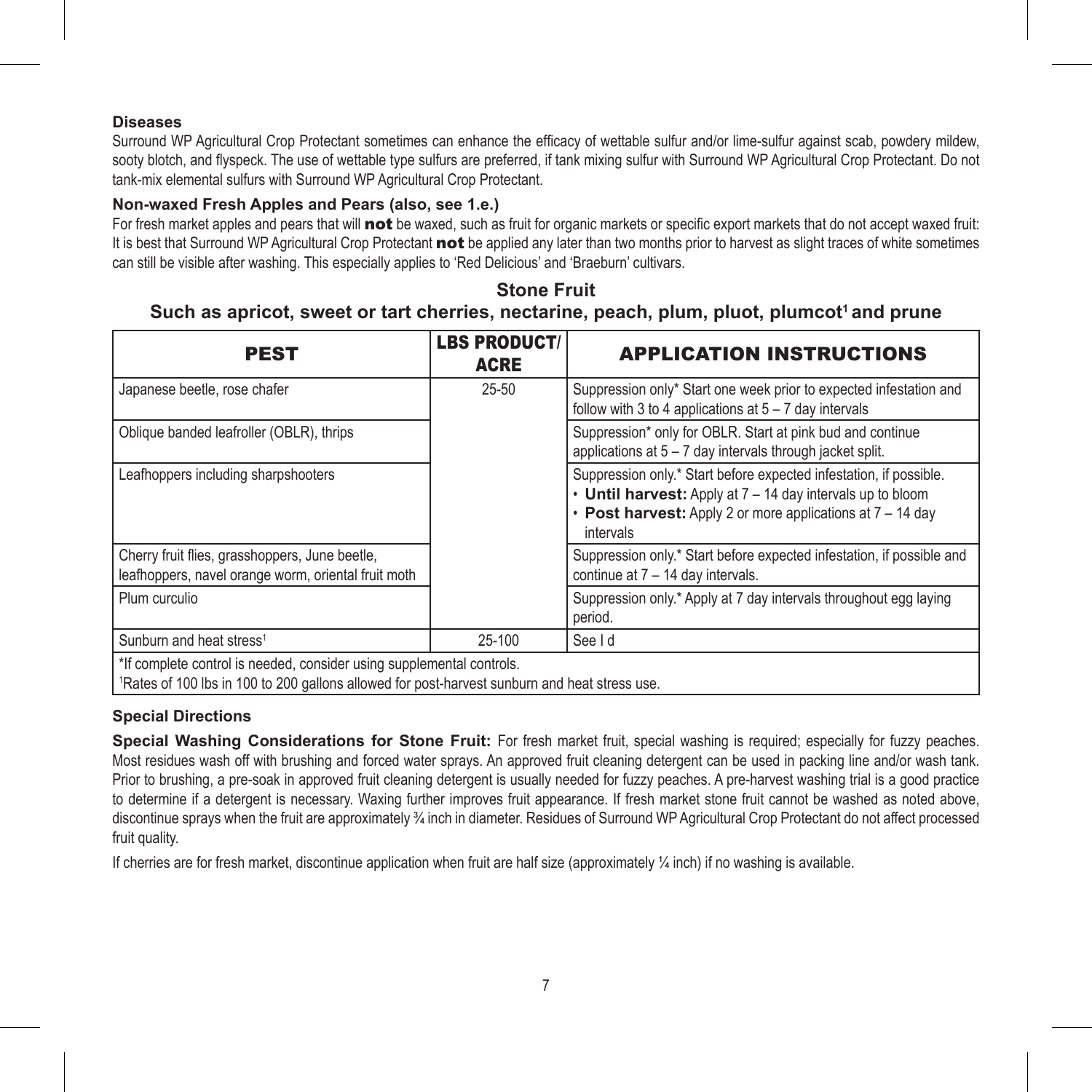### Diseases

Surround WP Agricultural Crop Protectant sometimes can enhance the efficacy of wettable sulfur and/or lime-sulfur against scab, powdery mildew, sooty blotch, and flyspeck. The use of wettable type sulfurs are preferred, if tank mixing sulfur with Surround WP Agricultural Crop Protectant. Do not tank-mix elemental sulfurs with Surround WP Agricultural Crop Protectant.

### Non-waxed Fresh Apples and Pears (also, see 1.e.)

For fresh market apples and pears that will **not** be waxed, such as fruit for organic markets or specific export markets that do not accept waxed fruit: It is best that Surround WP Agricultural Crop Protectant **not** be applied any later than two months prior to harvest as slight traces of white sometimes can still be visible after washing. This especially applies to 'Red Delicious' and 'Braeburn' cultivars.

## Stone Fruit

## Such as apricot, sweet or tart cherries, nectarine, peach, plum, pluot, plumcot[1] and prune

| PEST | LBS PRODUCT/ ACRE | APPLICATION INSTRUCTIONS |
|---|---|---|
| Japanese beetle, rose chafer | 25-50 | Suppression only* Start one week prior to expected infestation and follow with 3 to 4 applications at 5 – 7 day intervals |
| Oblique banded leafroller (OBLR), thrips | | Suppression* only for OBLR. Start at pink bud and continue applications at 5 – 7 day intervals through jacket split. |
| Leafhoppers including sharpshooters | | Suppression only.* Start before expected infestation, if possible.<br>• **Until harvest:** Apply at 7 – 14 day intervals up to bloom<br>• **Post harvest:** Apply 2 or more applications at 7 – 14 day intervals |
| Cherry fruit flies, grasshoppers, June beetle, leafhoppers, navel orange worm, oriental fruit moth | | Suppression only.* Start before expected infestation, if possible and continue at 7 – 14 day intervals. |
| Plum curculio | | Suppression only.* Apply at 7 day intervals throughout egg laying period. |
| Sunburn and heat stress[1] | 25-100 | See I d |

*If complete control is needed, consider using supplemental controls.
[1]Rates of 100 lbs in 100 to 200 gallons allowed for post-harvest sunburn and heat stress use.

### Special Directions

**Special Washing Considerations for Stone Fruit:** For fresh market fruit, special washing is required; especially for fuzzy peaches. Most residues wash off with brushing and forced water sprays. An approved fruit cleaning detergent can be used in packing line and/or wash tank. Prior to brushing, a pre-soak in approved fruit cleaning detergent is usually needed for fuzzy peaches. A pre-harvest washing trial is a good practice to determine if a detergent is necessary. Waxing further improves fruit appearance. If fresh market stone fruit cannot be washed as noted above, discontinue sprays when the fruit are approximately ¾ inch in diameter. Residues of Surround WP Agricultural Crop Protectant do not affect processed fruit quality.

If cherries are for fresh market, discontinue application when fruit are half size (approximately ¼ inch) if no washing is available.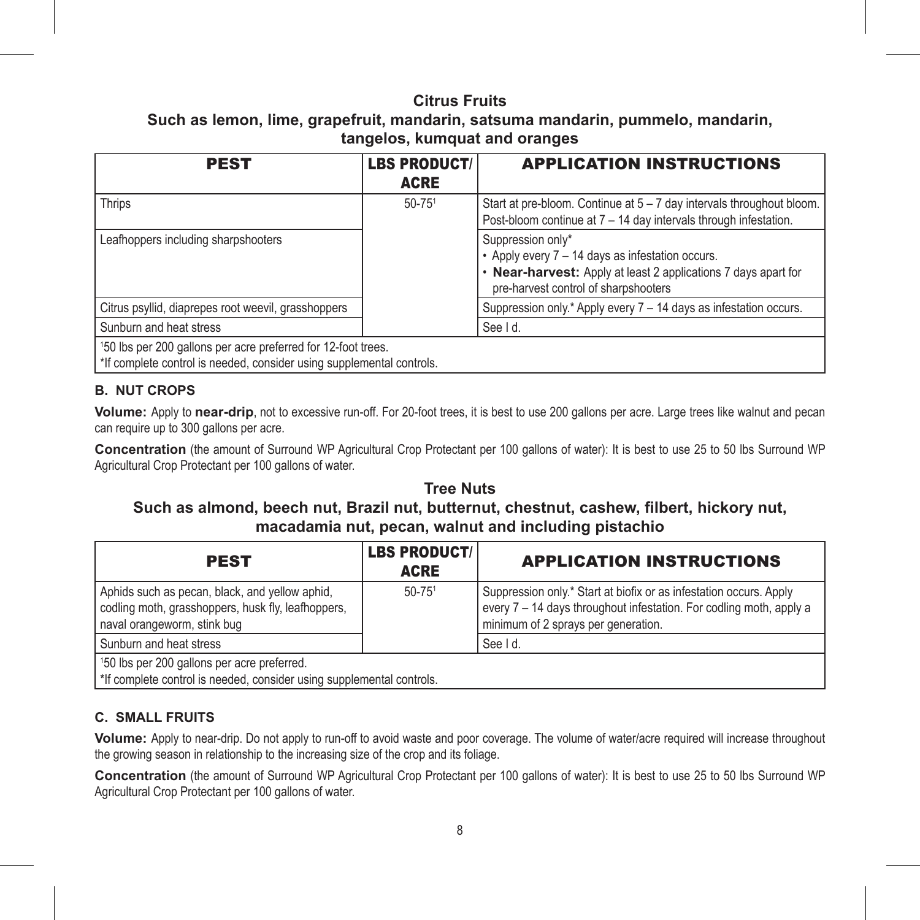## Citrus Fruits
### Such as lemon, lime, grapefruit, mandarin, satsuma mandarin, pummelo, mandarin, tangelos, kumquat and oranges

| PEST | LBS PRODUCT/ ACRE | APPLICATION INSTRUCTIONS |
|---|---|---|
| Thrips | 50-75[1] | Start at pre-bloom. Continue at 5 – 7 day intervals throughout bloom. Post-bloom continue at 7 – 14 day intervals through infestation. |
| Leafhoppers including sharpshooters | | Suppression only* <br>• Apply every 7 – 14 days as infestation occurs. <br>• **Near-harvest:** Apply at least 2 applications 7 days apart for pre-harvest control of sharpshooters |
| Citrus psyllid, diaprepes root weevil, grasshoppers | | Suppression only.* Apply every 7 – 14 days as infestation occurs. |
| Sunburn and heat stress | | See I d. |
| [1]50 lbs per 200 gallons per acre preferred for 12-foot trees. <br>*If complete control is needed, consider using supplemental controls. | | |

### B. NUT CROPS

**Volume:** Apply to **near-drip**, not to excessive run-off. For 20-foot trees, it is best to use 200 gallons per acre. Large trees like walnut and pecan can require up to 300 gallons per acre.

**Concentration** (the amount of Surround WP Agricultural Crop Protectant per 100 gallons of water): It is best to use 25 to 50 lbs Surround WP Agricultural Crop Protectant per 100 gallons of water.

## Tree Nuts
### Such as almond, beech nut, Brazil nut, butternut, chestnut, cashew, filbert, hickory nut, macadamia nut, pecan, walnut and including pistachio

| PEST | LBS PRODUCT/ ACRE | APPLICATION INSTRUCTIONS |
|---|---|---|
| Aphids such as pecan, black, and yellow aphid, codling moth, grasshoppers, husk fly, leafhoppers, naval orangeworm, stink bug | 50-75[1] | Suppression only.* Start at biofix or as infestation occurs. Apply every 7 – 14 days throughout infestation. For codling moth, apply a minimum of 2 sprays per generation. |
| Sunburn and heat stress | | See I d. |
| [1]50 lbs per 200 gallons per acre preferred. <br>*If complete control is needed, consider using supplemental controls. | | |

### C. SMALL FRUITS

**Volume:** Apply to near-drip. Do not apply to run-off to avoid waste and poor coverage. The volume of water/acre required will increase throughout the growing season in relationship to the increasing size of the crop and its foliage.

**Concentration** (the amount of Surround WP Agricultural Crop Protectant per 100 gallons of water): It is best to use 25 to 50 lbs Surround WP Agricultural Crop Protectant per 100 gallons of water.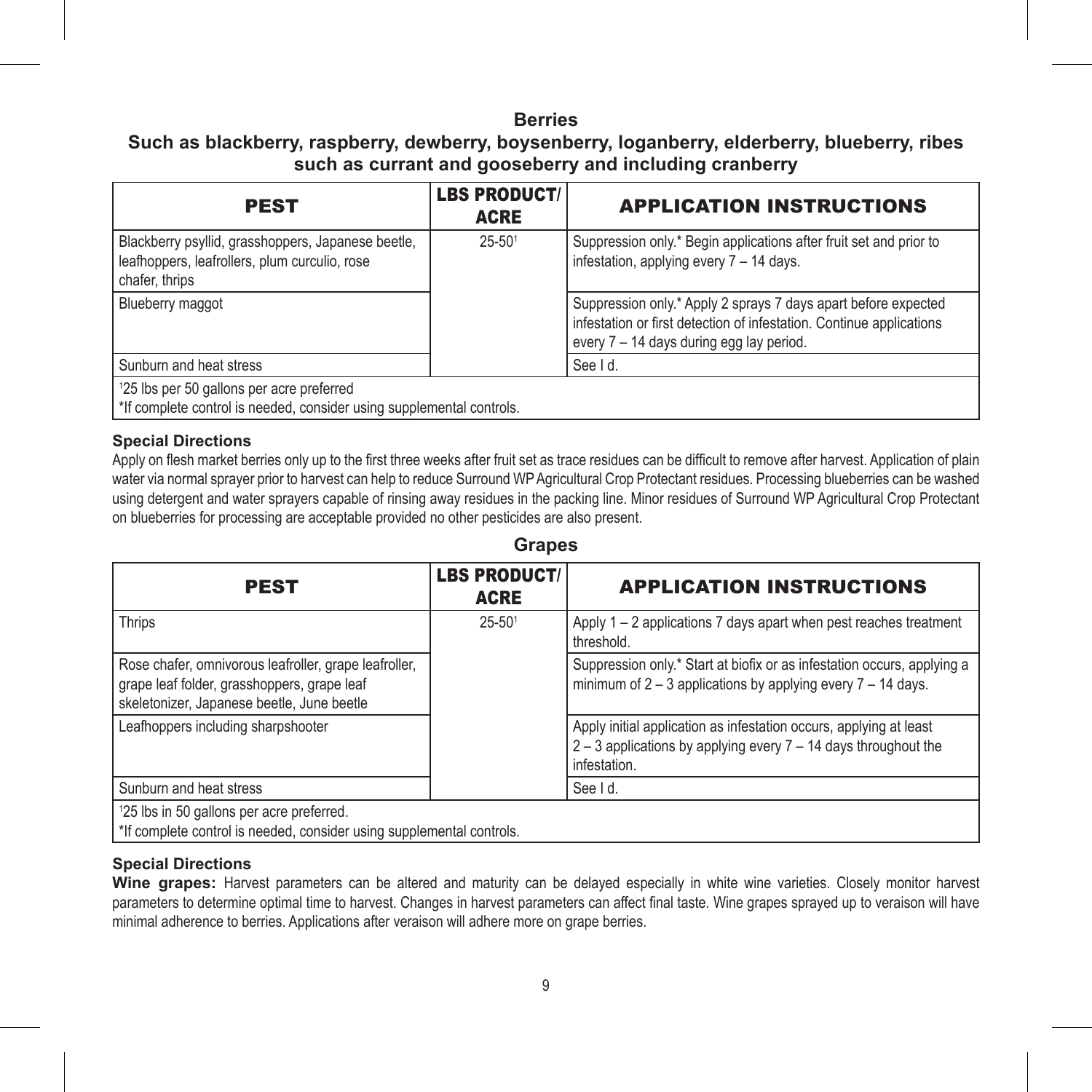## Berries

### Such as blackberry, raspberry, dewberry, boysenberry, loganberry, elderberry, blueberry, ribes such as currant and gooseberry and including cranberry

| PEST | LBS PRODUCT/ ACRE | APPLICATION INSTRUCTIONS |
|---|---|---|
| Blackberry psyllid, grasshoppers, Japanese beetle, leafhoppers, leafrollers, plum curculio, rose chafer, thrips | 25-50[1] | Suppression only.* Begin applications after fruit set and prior to infestation, applying every 7 – 14 days. |
| Blueberry maggot | | Suppression only.* Apply 2 sprays 7 days apart before expected infestation or first detection of infestation. Continue applications every 7 – 14 days during egg lay period. |
| Sunburn and heat stress | | See I d. |
| [1]25 lbs per 50 gallons per acre preferred<br>*If complete control is needed, consider using supplemental controls. | | |

**Special Directions**

Apply on flesh market berries only up to the first three weeks after fruit set as trace residues can be difficult to remove after harvest. Application of plain water via normal sprayer prior to harvest can help to reduce Surround WP Agricultural Crop Protectant residues. Processing blueberries can be washed using detergent and water sprayers capable of rinsing away residues in the packing line. Minor residues of Surround WP Agricultural Crop Protectant on blueberries for processing are acceptable provided no other pesticides are also present.

## Grapes

| PEST | LBS PRODUCT/ ACRE | APPLICATION INSTRUCTIONS |
|---|---|---|
| Thrips | 25-50[1] | Apply 1 – 2 applications 7 days apart when pest reaches treatment threshold. |
| Rose chafer, omnivorous leafroller, grape leafroller, grape leaf folder, grasshoppers, grape leaf skeletonizer, Japanese beetle, June beetle | | Suppression only.* Start at biofix or as infestation occurs, applying a minimum of 2 – 3 applications by applying every 7 – 14 days. |
| Leafhoppers including sharpshooter | | Apply initial application as infestation occurs, applying at least 2 – 3 applications by applying every 7 – 14 days throughout the infestation. |
| Sunburn and heat stress | | See I d. |
| [1]25 lbs in 50 gallons per acre preferred.<br>*If complete control is needed, consider using supplemental controls. | | |

**Special Directions**

**Wine grapes:** Harvest parameters can be altered and maturity can be delayed especially in white wine varieties. Closely monitor harvest parameters to determine optimal time to harvest. Changes in harvest parameters can affect final taste. Wine grapes sprayed up to veraison will have minimal adherence to berries. Applications after veraison will adhere more on grape berries.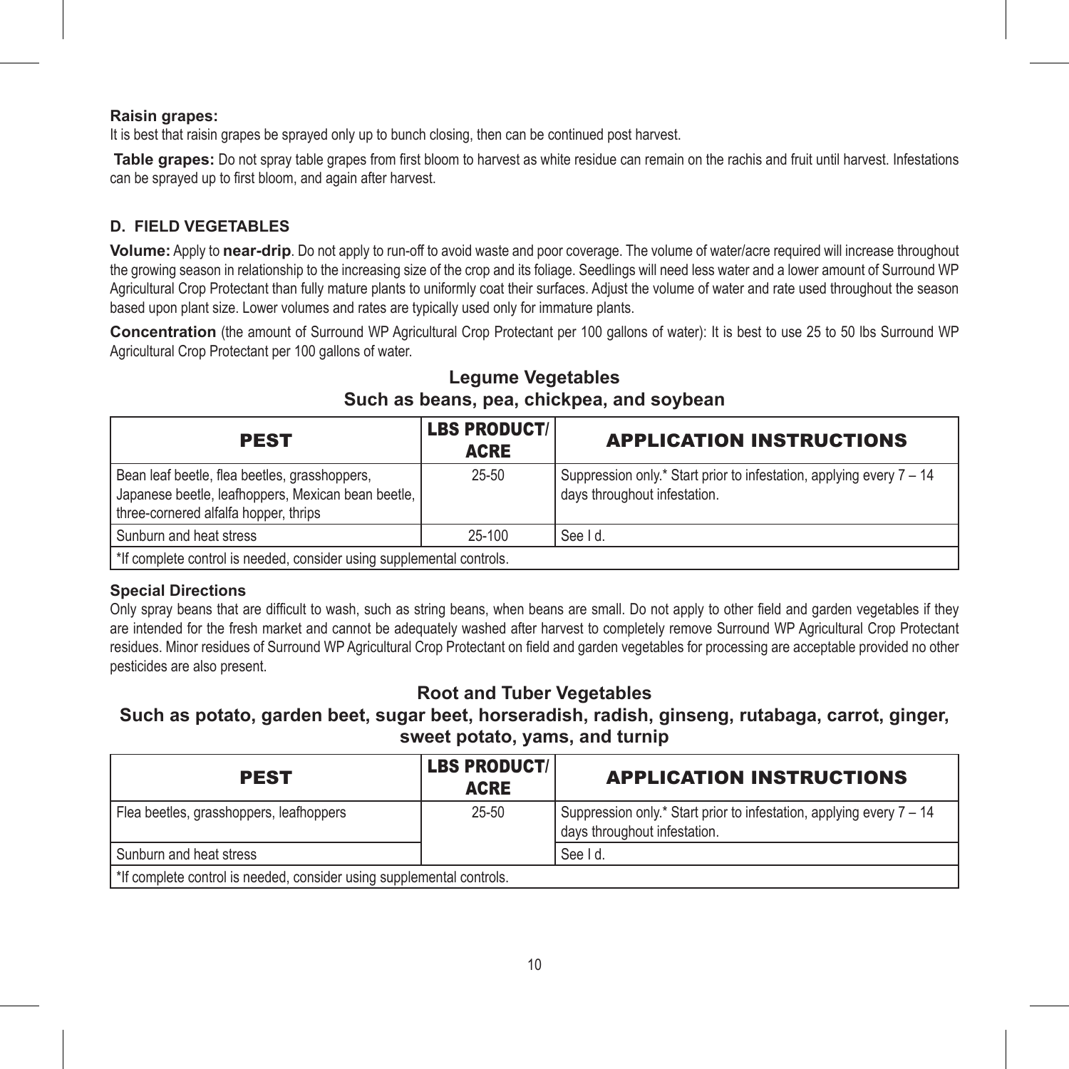**Raisin grapes:**
It is best that raisin grapes be sprayed only up to bunch closing, then can be continued post harvest.

**Table grapes:** Do not spray table grapes from first bloom to harvest as white residue can remain on the rachis and fruit until harvest. Infestations can be sprayed up to first bloom, and again after harvest.

### D. FIELD VEGETABLES

**Volume:** Apply to **near-drip**. Do not apply to run-off to avoid waste and poor coverage. The volume of water/acre required will increase throughout the growing season in relationship to the increasing size of the crop and its foliage. Seedlings will need less water and a lower amount of Surround WP Agricultural Crop Protectant than fully mature plants to uniformly coat their surfaces. Adjust the volume of water and rate used throughout the season based upon plant size. Lower volumes and rates are typically used only for immature plants.

**Concentration** (the amount of Surround WP Agricultural Crop Protectant per 100 gallons of water): It is best to use 25 to 50 lbs Surround WP Agricultural Crop Protectant per 100 gallons of water.

#### Legume Vegetables
#### Such as beans, pea, chickpea, and soybean

| PEST | LBS PRODUCT/ ACRE | APPLICATION INSTRUCTIONS |
|---|---|---|
| Bean leaf beetle, flea beetles, grasshoppers, Japanese beetle, leafhoppers, Mexican bean beetle, three-cornered alfalfa hopper, thrips | 25-50 | Suppression only.* Start prior to infestation, applying every 7 – 14 days throughout infestation. |
| Sunburn and heat stress | 25-100 | See I d. |
| *If complete control is needed, consider using supplemental controls. | | |

**Special Directions**
Only spray beans that are difficult to wash, such as string beans, when beans are small. Do not apply to other field and garden vegetables if they are intended for the fresh market and cannot be adequately washed after harvest to completely remove Surround WP Agricultural Crop Protectant residues. Minor residues of Surround WP Agricultural Crop Protectant on field and garden vegetables for processing are acceptable provided no other pesticides are also present.

#### Root and Tuber Vegetables
#### Such as potato, garden beet, sugar beet, horseradish, radish, ginseng, rutabaga, carrot, ginger, sweet potato, yams, and turnip

| PEST | LBS PRODUCT/ ACRE | APPLICATION INSTRUCTIONS |
|---|---|---|
| Flea beetles, grasshoppers, leafhoppers | 25-50 | Suppression only.* Start prior to infestation, applying every 7 – 14 days throughout infestation. |
| Sunburn and heat stress | | See I d. |
| *If complete control is needed, consider using supplemental controls. | | |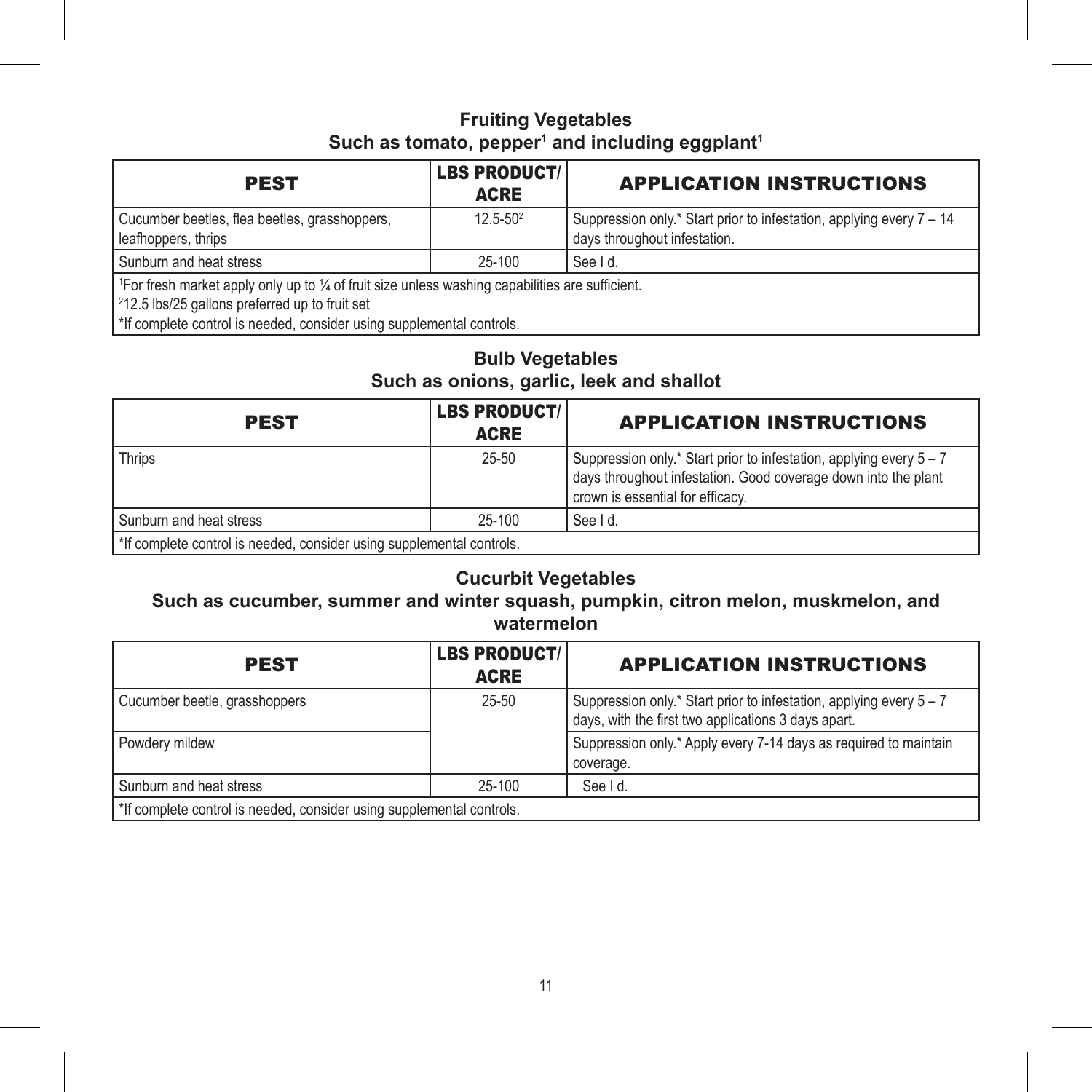## Fruiting Vegetables
### Such as tomato, pepper[1] and including eggplant[1]

| PEST | LBS PRODUCT/ ACRE | APPLICATION INSTRUCTIONS |
|---|---|---|
| Cucumber beetles, flea beetles, grasshoppers, leafhoppers, thrips | 12.5-50[2] | Suppression only.* Start prior to infestation, applying every 7 – 14 days throughout infestation. |
| Sunburn and heat stress | 25-100 | See I d. |
| [1]For fresh market apply only up to ¼ of fruit size unless washing capabilities are sufficient.<br>[2]12.5 lbs/25 gallons preferred up to fruit set<br>*If complete control is needed, consider using supplemental controls. | | |

## Bulb Vegetables
### Such as onions, garlic, leek and shallot

| PEST | LBS PRODUCT/ ACRE | APPLICATION INSTRUCTIONS |
|---|---|---|
| Thrips | 25-50 | Suppression only.* Start prior to infestation, applying every 5 – 7 days throughout infestation. Good coverage down into the plant crown is essential for efficacy. |
| Sunburn and heat stress | 25-100 | See I d. |
| *If complete control is needed, consider using supplemental controls. | | |

## Cucurbit Vegetables
### Such as cucumber, summer and winter squash, pumpkin, citron melon, muskmelon, and watermelon

| PEST | LBS PRODUCT/ ACRE | APPLICATION INSTRUCTIONS |
|---|---|---|
| Cucumber beetle, grasshoppers | 25-50 | Suppression only.* Start prior to infestation, applying every 5 – 7 days, with the first two applications 3 days apart. |
| Powdery mildew | | Suppression only.* Apply every 7-14 days as required to maintain coverage. |
| Sunburn and heat stress | 25-100 | See I d. |
| *If complete control is needed, consider using supplemental controls. | | |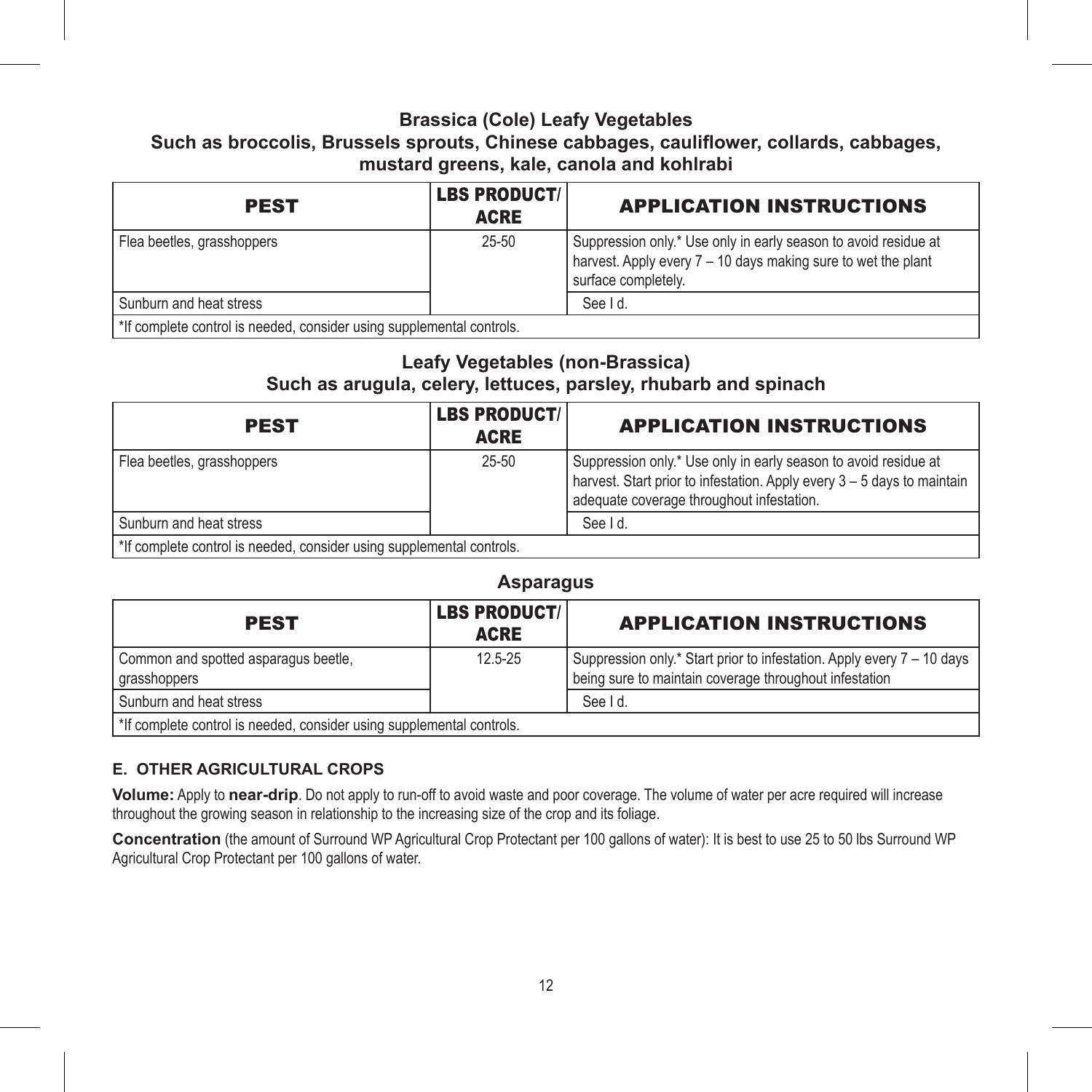### Brassica (Cole) Leafy Vegetables
### Such as broccolis, Brussels sprouts, Chinese cabbages, cauliflower, collards, cabbages, mustard greens, kale, canola and kohlrabi

| PEST | LBS PRODUCT/ ACRE | APPLICATION INSTRUCTIONS |
|---|---|---|
| Flea beetles, grasshoppers | 25-50 | Suppression only.* Use only in early season to avoid residue at harvest. Apply every 7 – 10 days making sure to wet the plant surface completely. |
| Sunburn and heat stress | | See I d. |
| *If complete control is needed, consider using supplemental controls. | | |

### Leafy Vegetables (non-Brassica)
### Such as arugula, celery, lettuces, parsley, rhubarb and spinach

| PEST | LBS PRODUCT/ ACRE | APPLICATION INSTRUCTIONS |
|---|---|---|
| Flea beetles, grasshoppers | 25-50 | Suppression only.* Use only in early season to avoid residue at harvest. Start prior to infestation. Apply every 3 – 5 days to maintain adequate coverage throughout infestation. |
| Sunburn and heat stress | | See I d. |
| *If complete control is needed, consider using supplemental controls. | | |

### Asparagus

| PEST | LBS PRODUCT/ ACRE | APPLICATION INSTRUCTIONS |
|---|---|---|
| Common and spotted asparagus beetle, grasshoppers | 12.5-25 | Suppression only.* Start prior to infestation. Apply every 7 – 10 days being sure to maintain coverage throughout infestation |
| Sunburn and heat stress | | See I d. |
| *If complete control is needed, consider using supplemental controls. | | |

#### E. OTHER AGRICULTURAL CROPS

**Volume:** Apply to **near-drip**. Do not apply to run-off to avoid waste and poor coverage. The volume of water per acre required will increase throughout the growing season in relationship to the increasing size of the crop and its foliage.

**Concentration** (the amount of Surround WP Agricultural Crop Protectant per 100 gallons of water): It is best to use 25 to 50 lbs Surround WP Agricultural Crop Protectant per 100 gallons of water.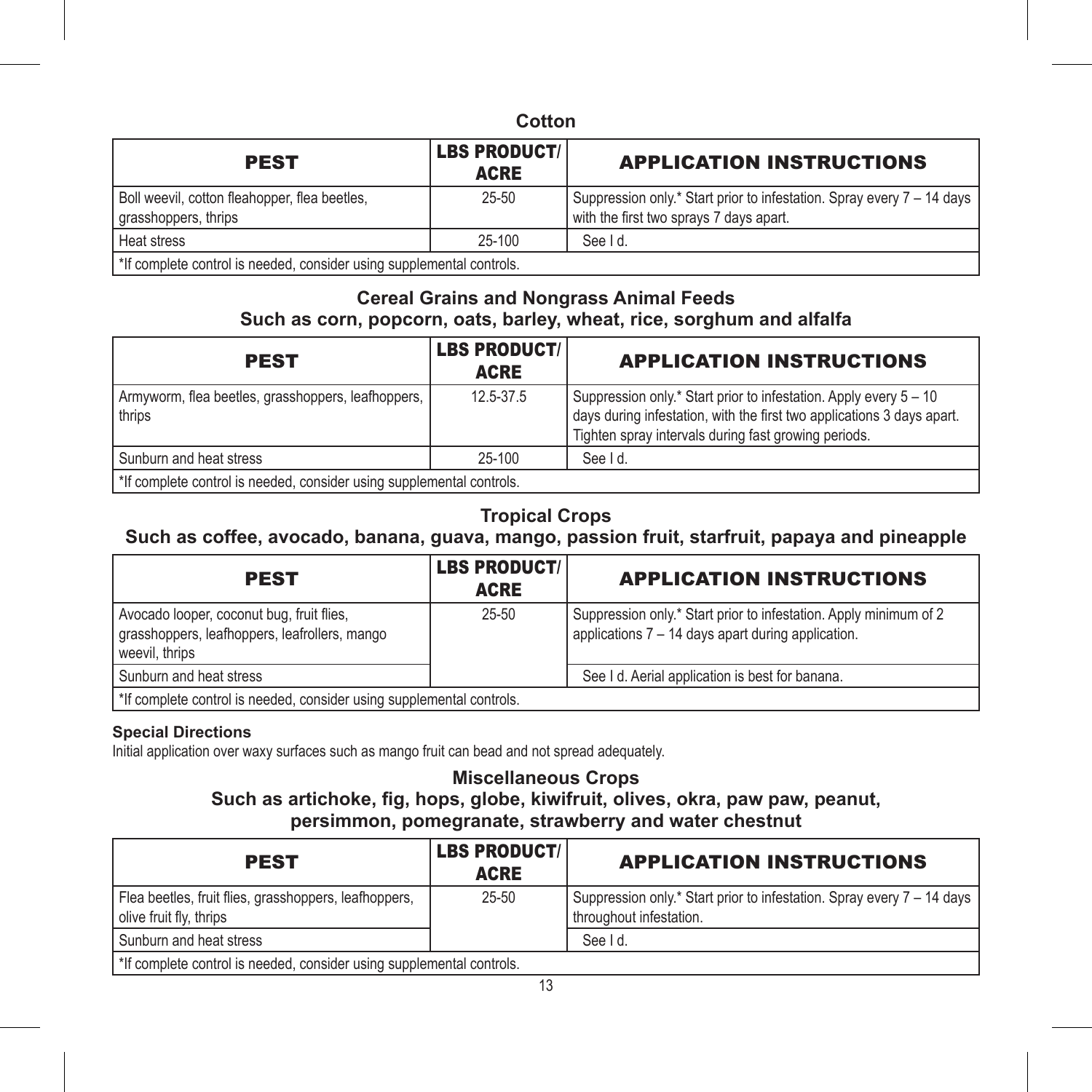## Cotton

| PEST | LBS PRODUCT/ ACRE | APPLICATION INSTRUCTIONS |
|---|---|---|
| Boll weevil, cotton fleahopper, flea beetles, grasshoppers, thrips | 25-50 | Suppression only.* Start prior to infestation. Spray every 7 – 14 days with the first two sprays 7 days apart. |
| Heat stress | 25-100 | See I d. |
| *If complete control is needed, consider using supplemental controls. | | |

## Cereal Grains and Nongrass Animal Feeds
## Such as corn, popcorn, oats, barley, wheat, rice, sorghum and alfalfa

| PEST | LBS PRODUCT/ ACRE | APPLICATION INSTRUCTIONS |
|---|---|---|
| Armyworm, flea beetles, grasshoppers, leafhoppers, thrips | 12.5-37.5 | Suppression only.* Start prior to infestation. Apply every 5 – 10 days during infestation, with the first two applications 3 days apart. Tighten spray intervals during fast growing periods. |
| Sunburn and heat stress | 25-100 | See I d. |
| *If complete control is needed, consider using supplemental controls. | | |

## Tropical Crops
## Such as coffee, avocado, banana, guava, mango, passion fruit, starfruit, papaya and pineapple

| PEST | LBS PRODUCT/ ACRE | APPLICATION INSTRUCTIONS |
|---|---|---|
| Avocado looper, coconut bug, fruit flies, grasshoppers, leafhoppers, leafrollers, mango weevil, thrips | 25-50 | Suppression only.* Start prior to infestation. Apply minimum of 2 applications 7 – 14 days apart during application. |
| Sunburn and heat stress | | See I d. Aerial application is best for banana. |
| *If complete control is needed, consider using supplemental controls. | | |

**Special Directions**

Initial application over waxy surfaces such as mango fruit can bead and not spread adequately.

## Miscellaneous Crops
## Such as artichoke, fig, hops, globe, kiwifruit, olives, okra, paw paw, peanut, persimmon, pomegranate, strawberry and water chestnut

| PEST | LBS PRODUCT/ ACRE | APPLICATION INSTRUCTIONS |
|---|---|---|
| Flea beetles, fruit flies, grasshoppers, leafhoppers, olive fruit fly, thrips | 25-50 | Suppression only.* Start prior to infestation. Spray every 7 – 14 days throughout infestation. |
| Sunburn and heat stress | | See I d. |
| *If complete control is needed, consider using supplemental controls. | | |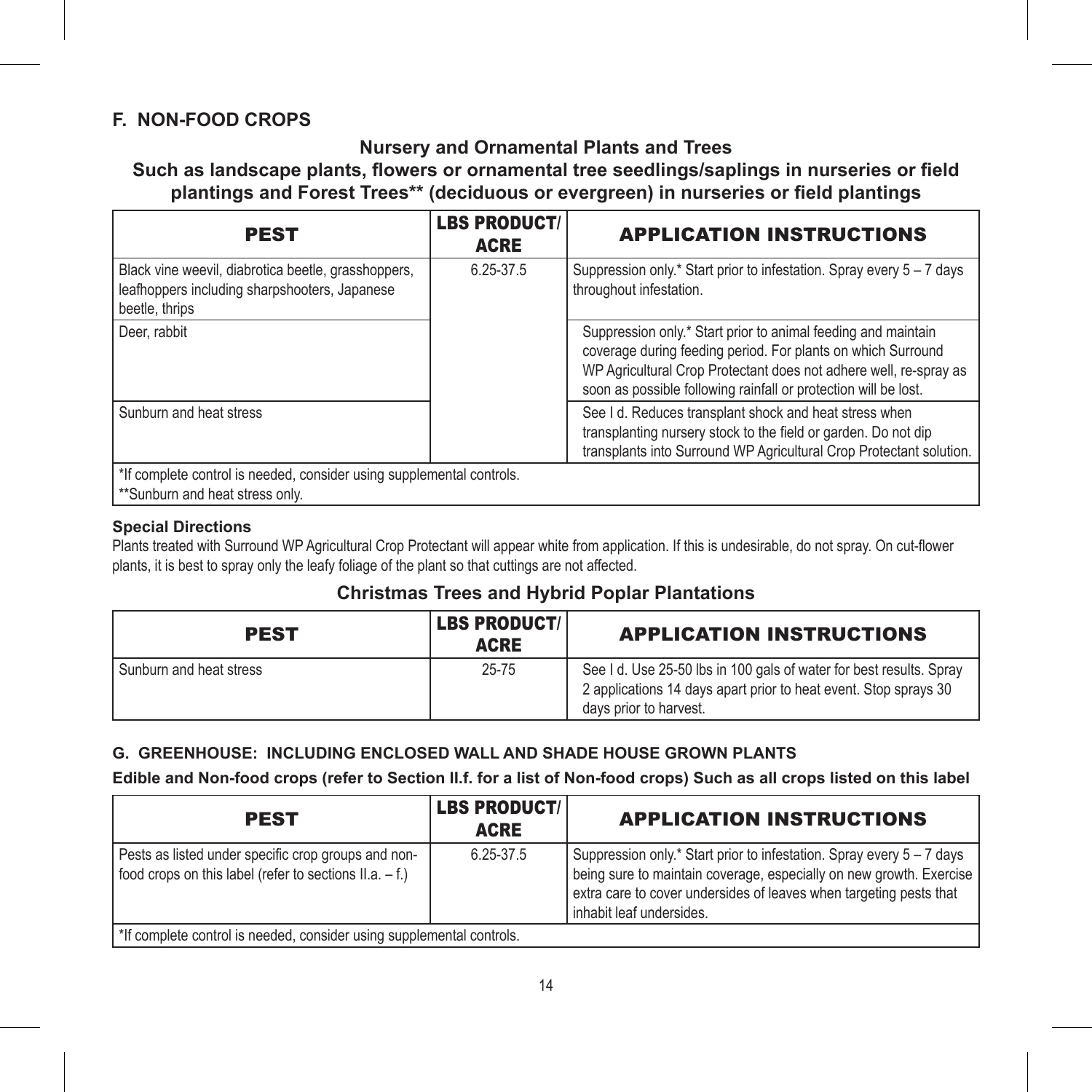## F. NON-FOOD CROPS

### Nursery and Ornamental Plants and Trees

### Such as landscape plants, flowers or ornamental tree seedlings/saplings in nurseries or field plantings and Forest Trees** (deciduous or evergreen) in nurseries or field plantings

| PEST | LBS PRODUCT/ ACRE | APPLICATION INSTRUCTIONS |
|---|---|---|
| Black vine weevil, diabrotica beetle, grasshoppers, leafhoppers including sharpshooters, Japanese beetle, thrips | 6.25-37.5 | Suppression only.* Start prior to infestation. Spray every 5 – 7 days throughout infestation. |
| Deer, rabbit | | Suppression only.* Start prior to animal feeding and maintain coverage during feeding period. For plants on which Surround WP Agricultural Crop Protectant does not adhere well, re-spray as soon as possible following rainfall or protection will be lost. |
| Sunburn and heat stress | | See I d. Reduces transplant shock and heat stress when transplanting nursery stock to the field or garden. Do not dip transplants into Surround WP Agricultural Crop Protectant solution. |
| *If complete control is needed, consider using supplemental controls.<br>**Sunburn and heat stress only. | | |

**Special Directions**

Plants treated with Surround WP Agricultural Crop Protectant will appear white from application. If this is undesirable, do not spray. On cut-flower plants, it is best to spray only the leafy foliage of the plant so that cuttings are not affected.

### Christmas Trees and Hybrid Poplar Plantations

| PEST | LBS PRODUCT/ ACRE | APPLICATION INSTRUCTIONS |
|---|---|---|
| Sunburn and heat stress | 25-75 | See I d. Use 25-50 lbs in 100 gals of water for best results. Spray 2 applications 14 days apart prior to heat event. Stop sprays 30 days prior to harvest. |

## G. GREENHOUSE: INCLUDING ENCLOSED WALL AND SHADE HOUSE GROWN PLANTS

**Edible and Non-food crops (refer to Section II.f. for a list of Non-food crops) Such as all crops listed on this label**

| PEST | LBS PRODUCT/ ACRE | APPLICATION INSTRUCTIONS |
|---|---|---|
| Pests as listed under specific crop groups and non-food crops on this label (refer to sections II.a. – f.) | 6.25-37.5 | Suppression only.* Start prior to infestation. Spray every 5 – 7 days being sure to maintain coverage, especially on new growth. Exercise extra care to cover undersides of leaves when targeting pests that inhabit leaf undersides. |
| *If complete control is needed, consider using supplemental controls. | | |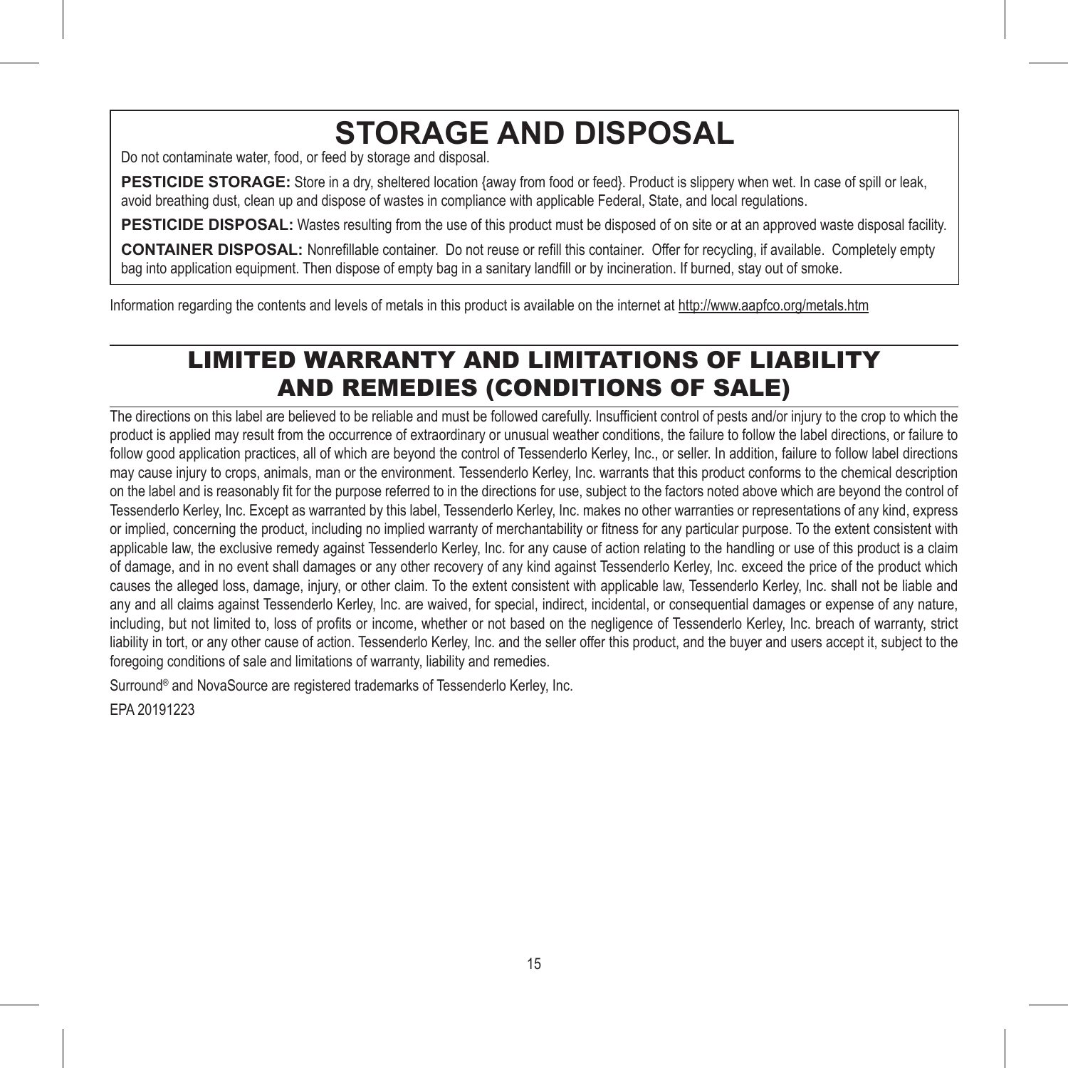# STORAGE AND DISPOSAL

Do not contaminate water, food, or feed by storage and disposal.

**PESTICIDE STORAGE:** Store in a dry, sheltered location {away from food or feed}. Product is slippery when wet. In case of spill or leak, avoid breathing dust, clean up and dispose of wastes in compliance with applicable Federal, State, and local regulations.

**PESTICIDE DISPOSAL:** Wastes resulting from the use of this product must be disposed of on site or at an approved waste disposal facility.

**CONTAINER DISPOSAL:** Nonrefillable container. Do not reuse or refill this container. Offer for recycling, if available. Completely empty bag into application equipment. Then dispose of empty bag in a sanitary landfill or by incineration. If burned, stay out of smoke.

Information regarding the contents and levels of metals in this product is available on the internet at http://www.aapfco.org/metals.htm

## LIMITED WARRANTY AND LIMITATIONS OF LIABILITY AND REMEDIES (CONDITIONS OF SALE)

The directions on this label are believed to be reliable and must be followed carefully. Insufficient control of pests and/or injury to the crop to which the product is applied may result from the occurrence of extraordinary or unusual weather conditions, the failure to follow the label directions, or failure to follow good application practices, all of which are beyond the control of Tessenderlo Kerley, Inc., or seller. In addition, failure to follow label directions may cause injury to crops, animals, man or the environment. Tessenderlo Kerley, Inc. warrants that this product conforms to the chemical description on the label and is reasonably fit for the purpose referred to in the directions for use, subject to the factors noted above which are beyond the control of Tessenderlo Kerley, Inc. Except as warranted by this label, Tessenderlo Kerley, Inc. makes no other warranties or representations of any kind, express or implied, concerning the product, including no implied warranty of merchantability or fitness for any particular purpose. To the extent consistent with applicable law, the exclusive remedy against Tessenderlo Kerley, Inc. for any cause of action relating to the handling or use of this product is a claim of damage, and in no event shall damages or any other recovery of any kind against Tessenderlo Kerley, Inc. exceed the price of the product which causes the alleged loss, damage, injury, or other claim. To the extent consistent with applicable law, Tessenderlo Kerley, Inc. shall not be liable and any and all claims against Tessenderlo Kerley, Inc. are waived, for special, indirect, incidental, or consequential damages or expense of any nature, including, but not limited to, loss of profits or income, whether or not based on the negligence of Tessenderlo Kerley, Inc. breach of warranty, strict liability in tort, or any other cause of action. Tessenderlo Kerley, Inc. and the seller offer this product, and the buyer and users accept it, subject to the foregoing conditions of sale and limitations of warranty, liability and remedies.

Surround® and NovaSource are registered trademarks of Tessenderlo Kerley, Inc.

EPA 20191223